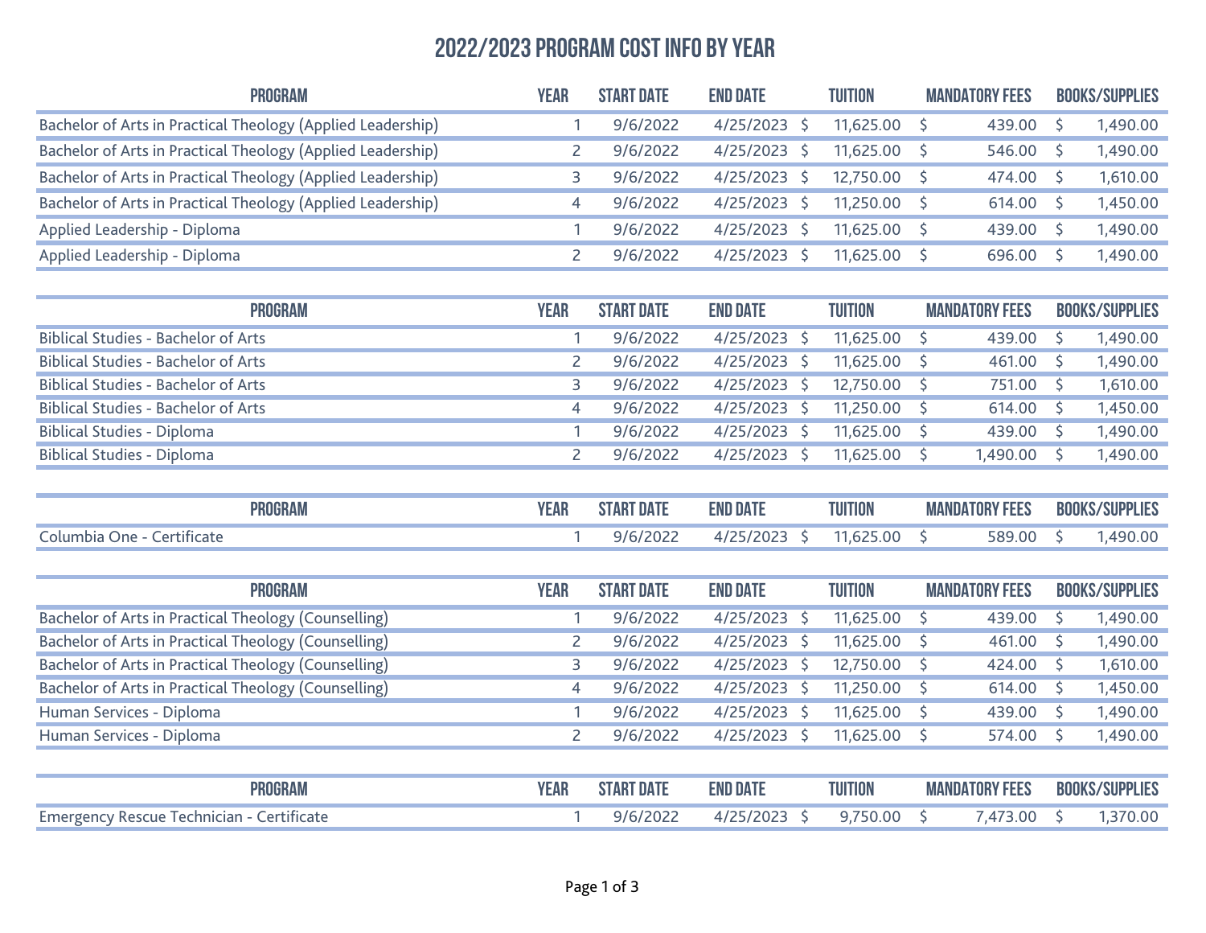# 2022/2023 PROGRAM COST INFO BY YEAR

| PROGRAM | YEAR | START DATE | END DATE | TUITION | MANDATORY FEES | BOOKS/SUPPLIES |
|---|---|---|---|---|---|---|
| Bachelor of Arts in Practical Theology (Applied Leadership) | 1 | 9/6/2022 | 4/25/2023 | $ 11,625.00 | $ 439.00 | $ 1,490.00 |
| Bachelor of Arts in Practical Theology (Applied Leadership) | 2 | 9/6/2022 | 4/25/2023 | $ 11,625.00 | $ 546.00 | $ 1,490.00 |
| Bachelor of Arts in Practical Theology (Applied Leadership) | 3 | 9/6/2022 | 4/25/2023 | $ 12,750.00 | $ 474.00 | $ 1,610.00 |
| Bachelor of Arts in Practical Theology (Applied Leadership) | 4 | 9/6/2022 | 4/25/2023 | $ 11,250.00 | $ 614.00 | $ 1,450.00 |
| Applied Leadership - Diploma | 1 | 9/6/2022 | 4/25/2023 | $ 11,625.00 | $ 439.00 | $ 1,490.00 |
| Applied Leadership - Diploma | 2 | 9/6/2022 | 4/25/2023 | $ 11,625.00 | $ 696.00 | $ 1,490.00 |

| PROGRAM | YEAR | START DATE | END DATE | TUITION | MANDATORY FEES | BOOKS/SUPPLIES |
|---|---|---|---|---|---|---|
| Biblical Studies - Bachelor of Arts | 1 | 9/6/2022 | 4/25/2023 | $ 11,625.00 | $ 439.00 | $ 1,490.00 |
| Biblical Studies - Bachelor of Arts | 2 | 9/6/2022 | 4/25/2023 | $ 11,625.00 | $ 461.00 | $ 1,490.00 |
| Biblical Studies - Bachelor of Arts | 3 | 9/6/2022 | 4/25/2023 | $ 12,750.00 | $ 751.00 | $ 1,610.00 |
| Biblical Studies - Bachelor of Arts | 4 | 9/6/2022 | 4/25/2023 | $ 11,250.00 | $ 614.00 | $ 1,450.00 |
| Biblical Studies - Diploma | 1 | 9/6/2022 | 4/25/2023 | $ 11,625.00 | $ 439.00 | $ 1,490.00 |
| Biblical Studies - Diploma | 2 | 9/6/2022 | 4/25/2023 | $ 11,625.00 | $ 1,490.00 | $ 1,490.00 |

| PROGRAM | YEAR | START DATE | END DATE | TUITION | MANDATORY FEES | BOOKS/SUPPLIES |
|---|---|---|---|---|---|---|
| Columbia One - Certificate | 1 | 9/6/2022 | 4/25/2023 | $ 11,625.00 | $ 589.00 | $ 1,490.00 |

| PROGRAM | YEAR | START DATE | END DATE | TUITION | MANDATORY FEES | BOOKS/SUPPLIES |
|---|---|---|---|---|---|---|
| Bachelor of Arts in Practical Theology (Counselling) | 1 | 9/6/2022 | 4/25/2023 | $ 11,625.00 | $ 439.00 | $ 1,490.00 |
| Bachelor of Arts in Practical Theology (Counselling) | 2 | 9/6/2022 | 4/25/2023 | $ 11,625.00 | $ 461.00 | $ 1,490.00 |
| Bachelor of Arts in Practical Theology (Counselling) | 3 | 9/6/2022 | 4/25/2023 | $ 12,750.00 | $ 424.00 | $ 1,610.00 |
| Bachelor of Arts in Practical Theology (Counselling) | 4 | 9/6/2022 | 4/25/2023 | $ 11,250.00 | $ 614.00 | $ 1,450.00 |
| Human Services - Diploma | 1 | 9/6/2022 | 4/25/2023 | $ 11,625.00 | $ 439.00 | $ 1,490.00 |
| Human Services - Diploma | 2 | 9/6/2022 | 4/25/2023 | $ 11,625.00 | $ 574.00 | $ 1,490.00 |

| PROGRAM | YEAR | START DATE | END DATE | TUITION | MANDATORY FEES | BOOKS/SUPPLIES |
|---|---|---|---|---|---|---|
| Emergency Rescue Technician - Certificate | 1 | 9/6/2022 | 4/25/2023 | $ 9,750.00 | $ 7,473.00 | $ 1,370.00 |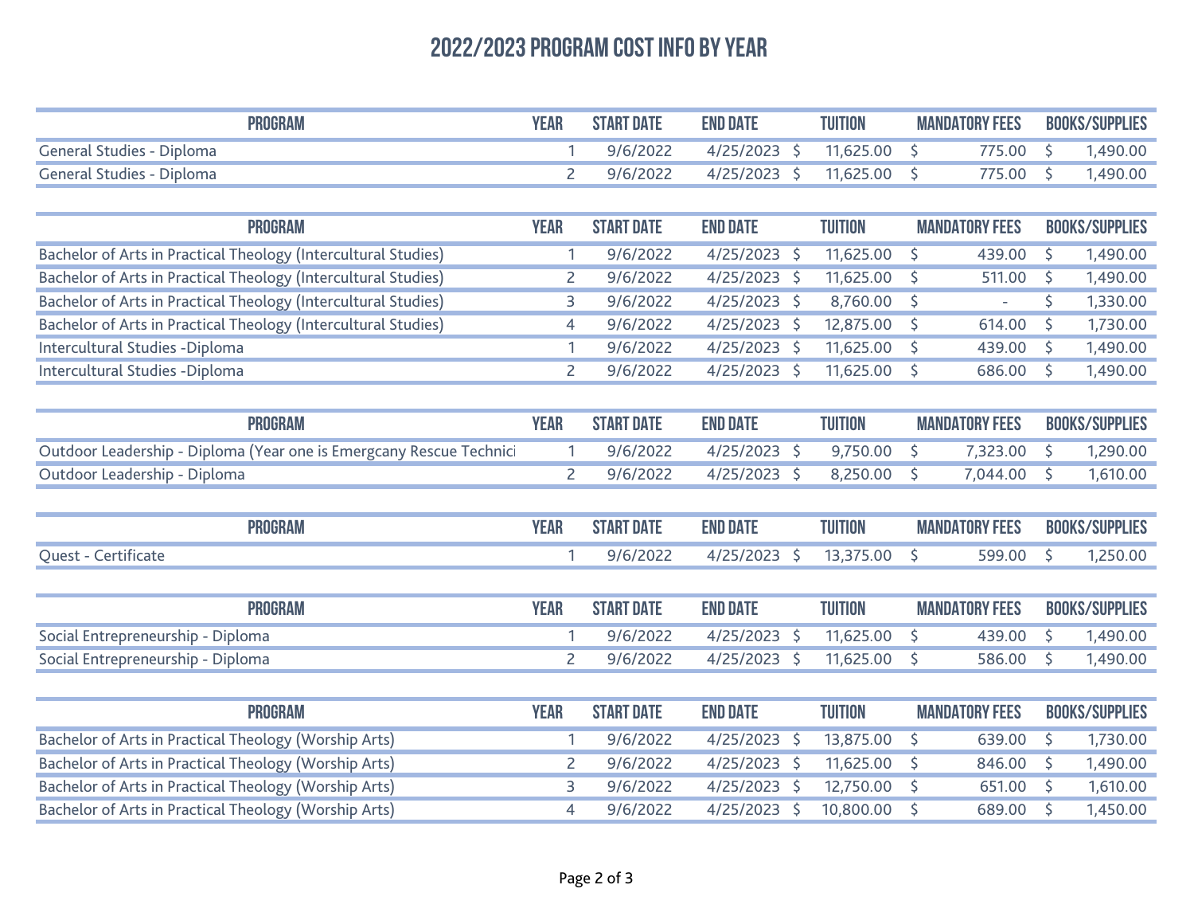# 2022/2023 PROGRAM COST INFO BY YEAR

| PROGRAM | YEAR | START DATE | END DATE | TUITION | MANDATORY FEES | BOOKS/SUPPLIES |
|---|---|---|---|---|---|---|
| General Studies - Diploma | 1 | 9/6/2022 | 4/25/2023 | $ 11,625.00 | $ 775.00 | $ 1,490.00 |
| General Studies - Diploma | 2 | 9/6/2022 | 4/25/2023 | $ 11,625.00 | $ 775.00 | $ 1,490.00 |

| PROGRAM | YEAR | START DATE | END DATE | TUITION | MANDATORY FEES | BOOKS/SUPPLIES |
|---|---|---|---|---|---|---|
| Bachelor of Arts in Practical Theology (Intercultural Studies) | 1 | 9/6/2022 | 4/25/2023 | $ 11,625.00 | $ 439.00 | $ 1,490.00 |
| Bachelor of Arts in Practical Theology (Intercultural Studies) | 2 | 9/6/2022 | 4/25/2023 | $ 11,625.00 | $ 511.00 | $ 1,490.00 |
| Bachelor of Arts in Practical Theology (Intercultural Studies) | 3 | 9/6/2022 | 4/25/2023 | $ 8,760.00 | $ - | $ 1,330.00 |
| Bachelor of Arts in Practical Theology (Intercultural Studies) | 4 | 9/6/2022 | 4/25/2023 | $ 12,875.00 | $ 614.00 | $ 1,730.00 |
| Intercultural Studies -Diploma | 1 | 9/6/2022 | 4/25/2023 | $ 11,625.00 | $ 439.00 | $ 1,490.00 |
| Intercultural Studies -Diploma | 2 | 9/6/2022 | 4/25/2023 | $ 11,625.00 | $ 686.00 | $ 1,490.00 |

| PROGRAM | YEAR | START DATE | END DATE | TUITION | MANDATORY FEES | BOOKS/SUPPLIES |
|---|---|---|---|---|---|---|
| Outdoor Leadership - Diploma (Year one is Emergcany Rescue Technici | 1 | 9/6/2022 | 4/25/2023 | $ 9,750.00 | $ 7,323.00 | $ 1,290.00 |
| Outdoor Leadership - Diploma | 2 | 9/6/2022 | 4/25/2023 | $ 8,250.00 | $ 7,044.00 | $ 1,610.00 |

| PROGRAM | YEAR | START DATE | END DATE | TUITION | MANDATORY FEES | BOOKS/SUPPLIES |
|---|---|---|---|---|---|---|
| Quest - Certificate | 1 | 9/6/2022 | 4/25/2023 | $ 13,375.00 | $ 599.00 | $ 1,250.00 |

| PROGRAM | YEAR | START DATE | END DATE | TUITION | MANDATORY FEES | BOOKS/SUPPLIES |
|---|---|---|---|---|---|---|
| Social Entrepreneurship - Diploma | 1 | 9/6/2022 | 4/25/2023 | $ 11,625.00 | $ 439.00 | $ 1,490.00 |
| Social Entrepreneurship - Diploma | 2 | 9/6/2022 | 4/25/2023 | $ 11,625.00 | $ 586.00 | $ 1,490.00 |

| PROGRAM | YEAR | START DATE | END DATE | TUITION | MANDATORY FEES | BOOKS/SUPPLIES |
|---|---|---|---|---|---|---|
| Bachelor of Arts in Practical Theology (Worship Arts) | 1 | 9/6/2022 | 4/25/2023 | $ 13,875.00 | $ 639.00 | $ 1,730.00 |
| Bachelor of Arts in Practical Theology (Worship Arts) | 2 | 9/6/2022 | 4/25/2023 | $ 11,625.00 | $ 846.00 | $ 1,490.00 |
| Bachelor of Arts in Practical Theology (Worship Arts) | 3 | 9/6/2022 | 4/25/2023 | $ 12,750.00 | $ 651.00 | $ 1,610.00 |
| Bachelor of Arts in Practical Theology (Worship Arts) | 4 | 9/6/2022 | 4/25/2023 | $ 10,800.00 | $ 689.00 | $ 1,450.00 |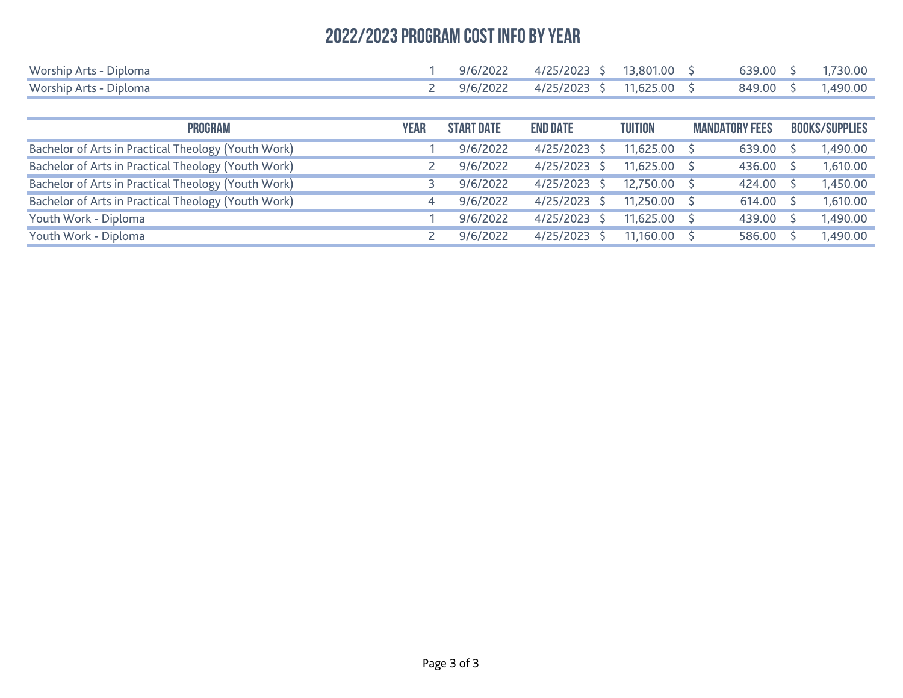# 2022/2023 PROGRAM COST INFO BY YEAR

| | | | | | | |
|---|---|---|---|---|---|---|
| Worship Arts - Diploma | 1 | 9/6/2022 | 4/25/2023 | $ 13,801.00 | $ 639.00 | $ 1,730.00 |
| Worship Arts - Diploma | 2 | 9/6/2022 | 4/25/2023 | $ 11,625.00 | $ 849.00 | $ 1,490.00 |

| PROGRAM | YEAR | START DATE | END DATE | TUITION | MANDATORY FEES | BOOKS/SUPPLIES |
|---|---|---|---|---|---|---|
| Bachelor of Arts in Practical Theology (Youth Work) | 1 | 9/6/2022 | 4/25/2023 | $ 11,625.00 | $ 639.00 | $ 1,490.00 |
| Bachelor of Arts in Practical Theology (Youth Work) | 2 | 9/6/2022 | 4/25/2023 | $ 11,625.00 | $ 436.00 | $ 1,610.00 |
| Bachelor of Arts in Practical Theology (Youth Work) | 3 | 9/6/2022 | 4/25/2023 | $ 12,750.00 | $ 424.00 | $ 1,450.00 |
| Bachelor of Arts in Practical Theology (Youth Work) | 4 | 9/6/2022 | 4/25/2023 | $ 11,250.00 | $ 614.00 | $ 1,610.00 |
| Youth Work - Diploma | 1 | 9/6/2022 | 4/25/2023 | $ 11,625.00 | $ 439.00 | $ 1,490.00 |
| Youth Work - Diploma | 2 | 9/6/2022 | 4/25/2023 | $ 11,160.00 | $ 586.00 | $ 1,490.00 |